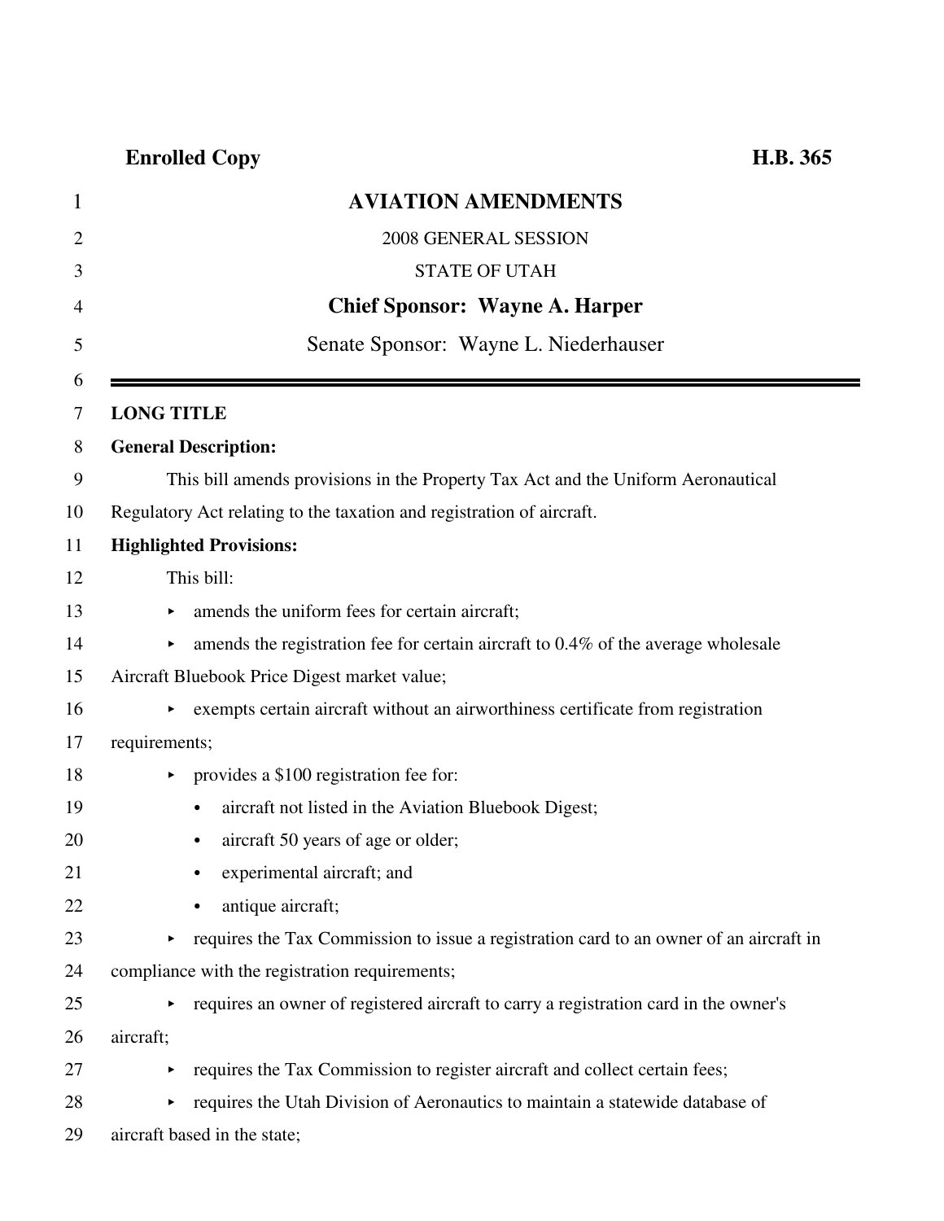**Enrolled Copy** **H.B. 365**

# AVIATION AMENDMENTS

2008 GENERAL SESSION

STATE OF UTAH

**Chief Sponsor: Wayne A. Harper**

Senate Sponsor: Wayne L. Niederhauser

---

**LONG TITLE**

**General Description:**

This bill amends provisions in the Property Tax Act and the Uniform Aeronautical Regulatory Act relating to the taxation and registration of aircraft.

**Highlighted Provisions:**

This bill:

- amends the uniform fees for certain aircraft;
- amends the registration fee for certain aircraft to 0.4% of the average wholesale Aircraft Bluebook Price Digest market value;
- exempts certain aircraft without an airworthiness certificate from registration requirements;
- provides a $100 registration fee for:
  - aircraft not listed in the Aviation Bluebook Digest;
  - aircraft 50 years of age or older;
  - experimental aircraft; and
  - antique aircraft;
- requires the Tax Commission to issue a registration card to an owner of an aircraft in compliance with the registration requirements;
- requires an owner of registered aircraft to carry a registration card in the owner's aircraft;
- requires the Tax Commission to register aircraft and collect certain fees;
- requires the Utah Division of Aeronautics to maintain a statewide database of aircraft based in the state;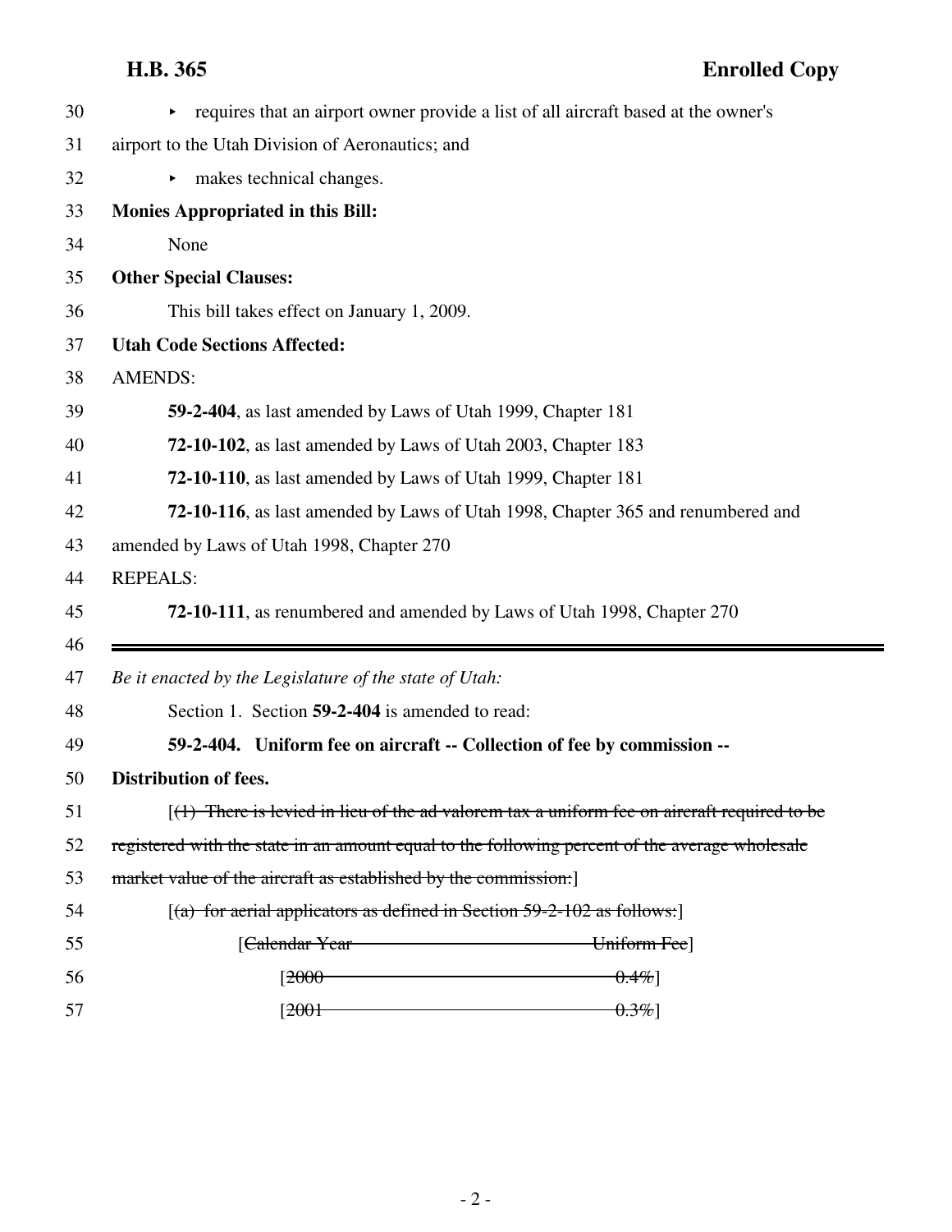- requires that an airport owner provide a list of all aircraft based at the owner's airport to the Utah Division of Aeronautics; and
- makes technical changes.

**Monies Appropriated in this Bill:**

None

**Other Special Clauses:**

This bill takes effect on January 1, 2009.

**Utah Code Sections Affected:**

AMENDS:

**59-2-404**, as last amended by Laws of Utah 1999, Chapter 181

**72-10-102**, as last amended by Laws of Utah 2003, Chapter 183

**72-10-110**, as last amended by Laws of Utah 1999, Chapter 181

**72-10-116**, as last amended by Laws of Utah 1998, Chapter 365 and renumbered and amended by Laws of Utah 1998, Chapter 270

REPEALS:

**72-10-111**, as renumbered and amended by Laws of Utah 1998, Chapter 270

---

*Be it enacted by the Legislature of the state of Utah:*

Section 1. Section **59-2-404** is amended to read:

**59-2-404. Uniform fee on aircraft -- Collection of fee by commission -- Distribution of fees.**

[~~(1) There is levied in lieu of the ad valorem tax a uniform fee on aircraft required to be registered with the state in an amount equal to the following percent of the average wholesale market value of the aircraft as established by the commission:~~]

[~~(a) for aerial applicators as defined in Section 59-2-102 as follows:~~]

| [~~Calendar Year~~ | ~~Uniform Fee~~] |
|---|---|
| [~~2000~~ | ~~0.4%~~] |
| [~~2001~~ | ~~0.3%~~] |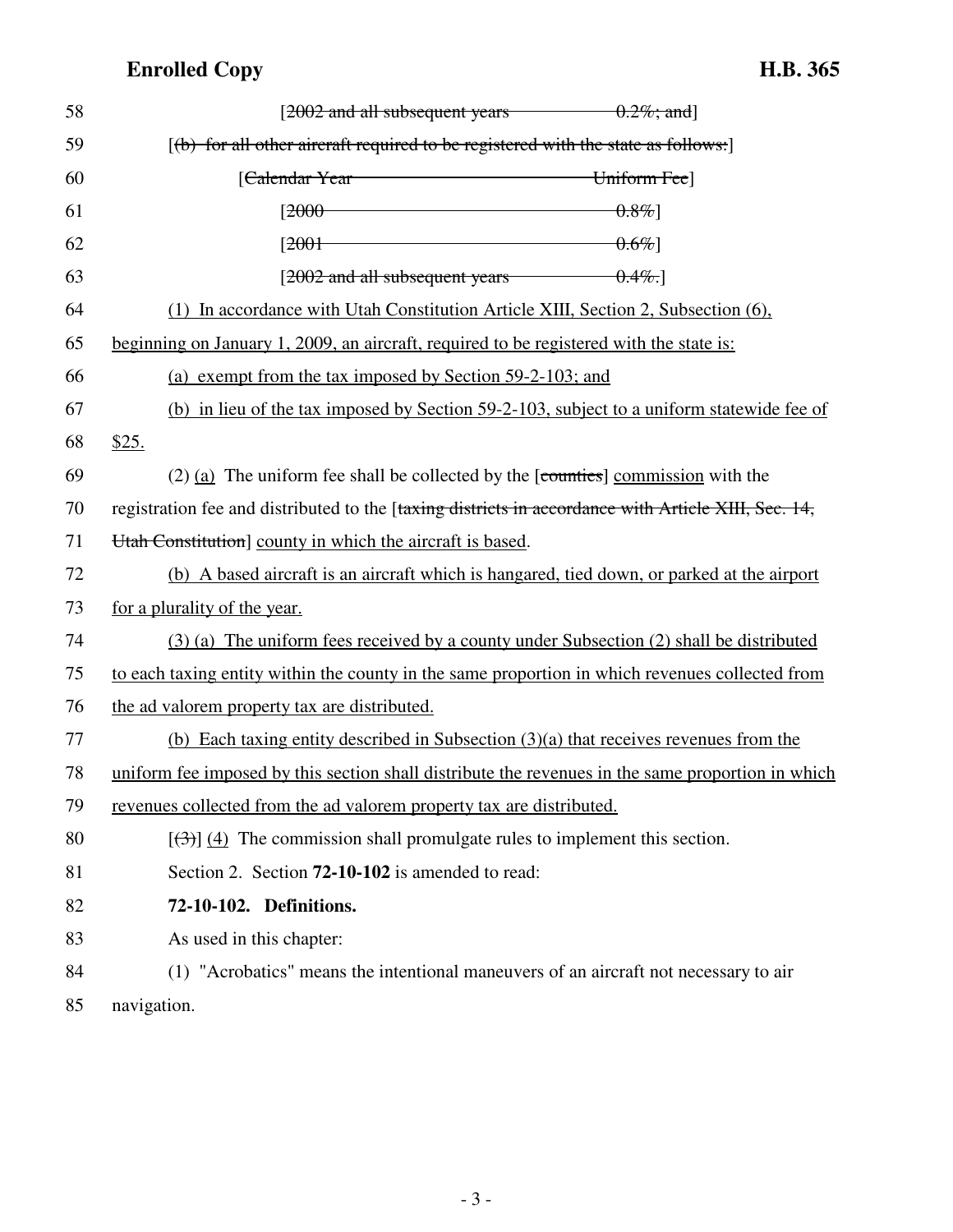58 [~~2002 and all subsequent years 0.2%; and~~]

59 [~~(b) for all other aircraft required to be registered with the state as follows:~~]

60 [~~Calendar Year Uniform Fee~~]

61 [~~2000 0.8%~~]

62 [~~2001 0.6%~~]

63 [~~2002 and all subsequent years 0.4%.~~]

64 (1) In accordance with Utah Constitution Article XIII, Section 2, Subsection (6),

65 beginning on January 1, 2009, an aircraft, required to be registered with the state is:

66 (a) exempt from the tax imposed by Section 59-2-103; and

67 (b) in lieu of the tax imposed by Section 59-2-103, subject to a uniform statewide fee of

68 $25.

69 (2) (a) The uniform fee shall be collected by the [~~counties~~] commission with the

70 registration fee and distributed to the [~~taxing districts in accordance with Article XIII, Sec. 14,~~

71 ~~Utah Constitution~~] county in which the aircraft is based.

72 (b) A based aircraft is an aircraft which is hangared, tied down, or parked at the airport

73 for a plurality of the year.

74 (3) (a) The uniform fees received by a county under Subsection (2) shall be distributed

75 to each taxing entity within the county in the same proportion in which revenues collected from

76 the ad valorem property tax are distributed.

77 (b) Each taxing entity described in Subsection (3)(a) that receives revenues from the

78 uniform fee imposed by this section shall distribute the revenues in the same proportion in which

79 revenues collected from the ad valorem property tax are distributed.

80 [~~(3)~~] (4) The commission shall promulgate rules to implement this section.

81 Section 2. Section **72-10-102** is amended to read:

82 **72-10-102. Definitions.**

83 As used in this chapter:

84 (1) "Acrobatics" means the intentional maneuvers of an aircraft not necessary to air

85 navigation.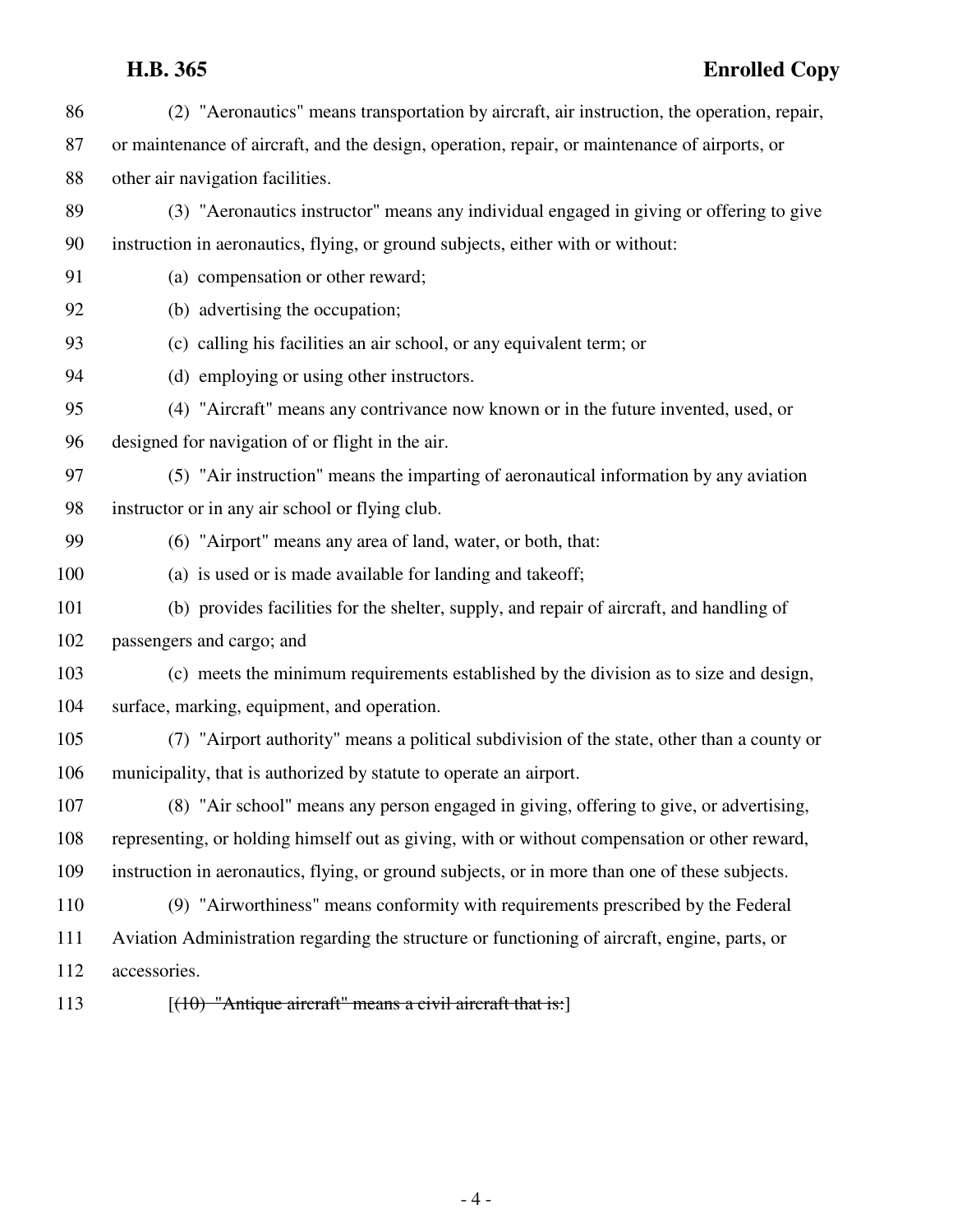(2) "Aeronautics" means transportation by aircraft, air instruction, the operation, repair, or maintenance of aircraft, and the design, operation, repair, or maintenance of airports, or other air navigation facilities.

(3) "Aeronautics instructor" means any individual engaged in giving or offering to give instruction in aeronautics, flying, or ground subjects, either with or without:

(a) compensation or other reward;

(b) advertising the occupation;

(c) calling his facilities an air school, or any equivalent term; or

(d) employing or using other instructors.

(4) "Aircraft" means any contrivance now known or in the future invented, used, or designed for navigation of or flight in the air.

(5) "Air instruction" means the imparting of aeronautical information by any aviation instructor or in any air school or flying club.

(6) "Airport" means any area of land, water, or both, that:

(a) is used or is made available for landing and takeoff;

(b) provides facilities for the shelter, supply, and repair of aircraft, and handling of passengers and cargo; and

(c) meets the minimum requirements established by the division as to size and design, surface, marking, equipment, and operation.

(7) "Airport authority" means a political subdivision of the state, other than a county or municipality, that is authorized by statute to operate an airport.

(8) "Air school" means any person engaged in giving, offering to give, or advertising, representing, or holding himself out as giving, with or without compensation or other reward, instruction in aeronautics, flying, or ground subjects, or in more than one of these subjects.

(9) "Airworthiness" means conformity with requirements prescribed by the Federal Aviation Administration regarding the structure or functioning of aircraft, engine, parts, or accessories.

[~~(10) "Antique aircraft" means a civil aircraft that is:~~]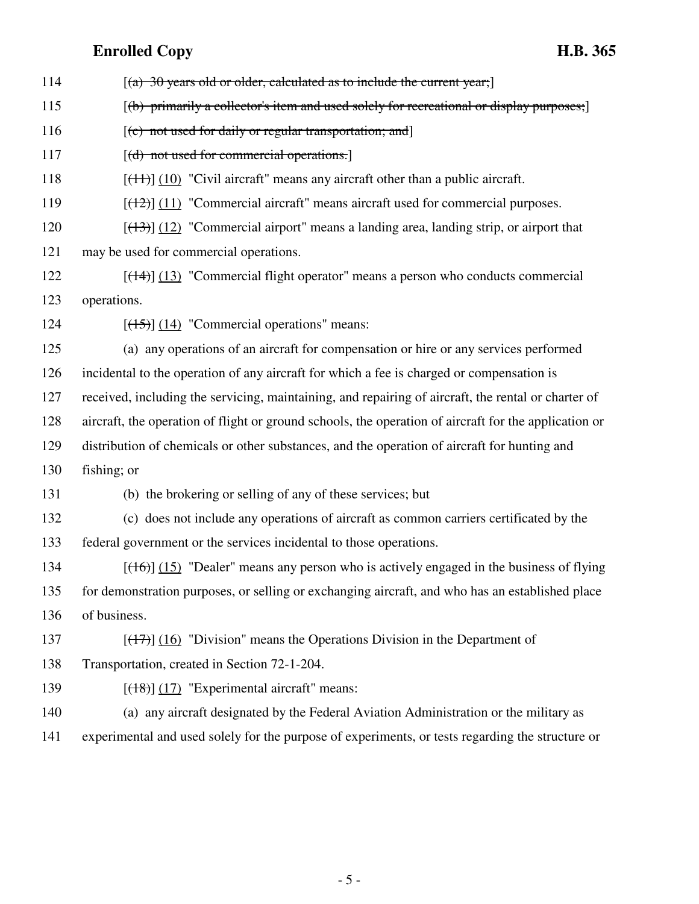114 [~~(a) 30 years old or older, calculated as to include the current year;~~]

115 [~~(b) primarily a collector's item and used solely for recreational or display purposes;~~]

116 [~~(c) not used for daily or regular transportation; and~~]

117 [~~(d) not used for commercial operations.~~]

118 [~~(11)~~] <u>(10)</u> "Civil aircraft" means any aircraft other than a public aircraft.

119 [~~(12)~~] <u>(11)</u> "Commercial aircraft" means aircraft used for commercial purposes.

120 [~~(13)~~] <u>(12)</u> "Commercial airport" means a landing area, landing strip, or airport that
121 may be used for commercial operations.

122 [~~(14)~~] <u>(13)</u> "Commercial flight operator" means a person who conducts commercial
123 operations.

124 [~~(15)~~] <u>(14)</u> "Commercial operations" means:

125 (a) any operations of an aircraft for compensation or hire or any services performed
126 incidental to the operation of any aircraft for which a fee is charged or compensation is
127 received, including the servicing, maintaining, and repairing of aircraft, the rental or charter of
128 aircraft, the operation of flight or ground schools, the operation of aircraft for the application or
129 distribution of chemicals or other substances, and the operation of aircraft for hunting and
130 fishing; or

131 (b) the brokering or selling of any of these services; but

132 (c) does not include any operations of aircraft as common carriers certificated by the
133 federal government or the services incidental to those operations.

134 [~~(16)~~] <u>(15)</u> "Dealer" means any person who is actively engaged in the business of flying
135 for demonstration purposes, or selling or exchanging aircraft, and who has an established place
136 of business.

137 [~~(17)~~] <u>(16)</u> "Division" means the Operations Division in the Department of
138 Transportation, created in Section 72-1-204.

139 [~~(18)~~] <u>(17)</u> "Experimental aircraft" means:

140 (a) any aircraft designated by the Federal Aviation Administration or the military as
141 experimental and used solely for the purpose of experiments, or tests regarding the structure or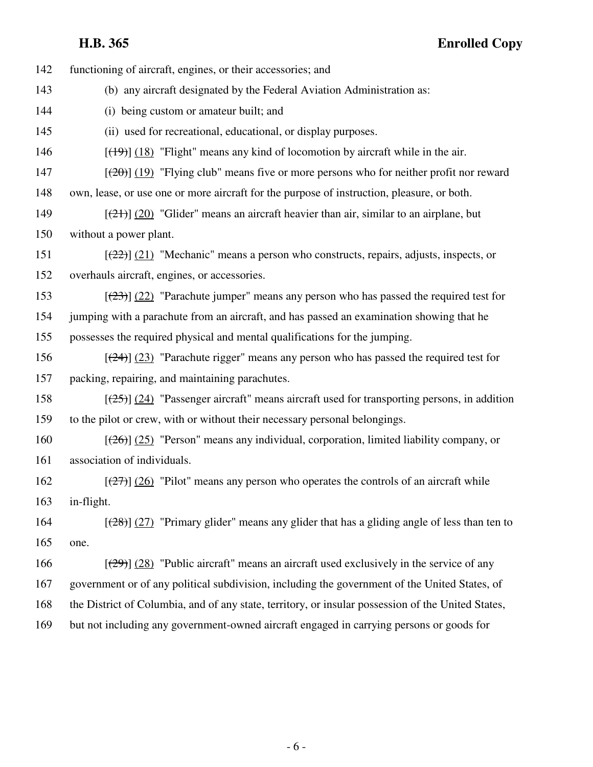functioning of aircraft, engines, or their accessories; and

(b) any aircraft designated by the Federal Aviation Administration as:

(i) being custom or amateur built; and

(ii) used for recreational, educational, or display purposes.

[~~(19)~~] (18) "Flight" means any kind of locomotion by aircraft while in the air.

[~~(20)~~] (19) "Flying club" means five or more persons who for neither profit nor reward own, lease, or use one or more aircraft for the purpose of instruction, pleasure, or both.

[~~(21)~~] (20) "Glider" means an aircraft heavier than air, similar to an airplane, but without a power plant.

[~~(22)~~] (21) "Mechanic" means a person who constructs, repairs, adjusts, inspects, or overhauls aircraft, engines, or accessories.

[~~(23)~~] (22) "Parachute jumper" means any person who has passed the required test for jumping with a parachute from an aircraft, and has passed an examination showing that he possesses the required physical and mental qualifications for the jumping.

[~~(24)~~] (23) "Parachute rigger" means any person who has passed the required test for packing, repairing, and maintaining parachutes.

[~~(25)~~] (24) "Passenger aircraft" means aircraft used for transporting persons, in addition to the pilot or crew, with or without their necessary personal belongings.

[~~(26)~~] (25) "Person" means any individual, corporation, limited liability company, or association of individuals.

[~~(27)~~] (26) "Pilot" means any person who operates the controls of an aircraft while in-flight.

[~~(28)~~] (27) "Primary glider" means any glider that has a gliding angle of less than ten to one.

[~~(29)~~] (28) "Public aircraft" means an aircraft used exclusively in the service of any government or of any political subdivision, including the government of the United States, of the District of Columbia, and of any state, territory, or insular possession of the United States, but not including any government-owned aircraft engaged in carrying persons or goods for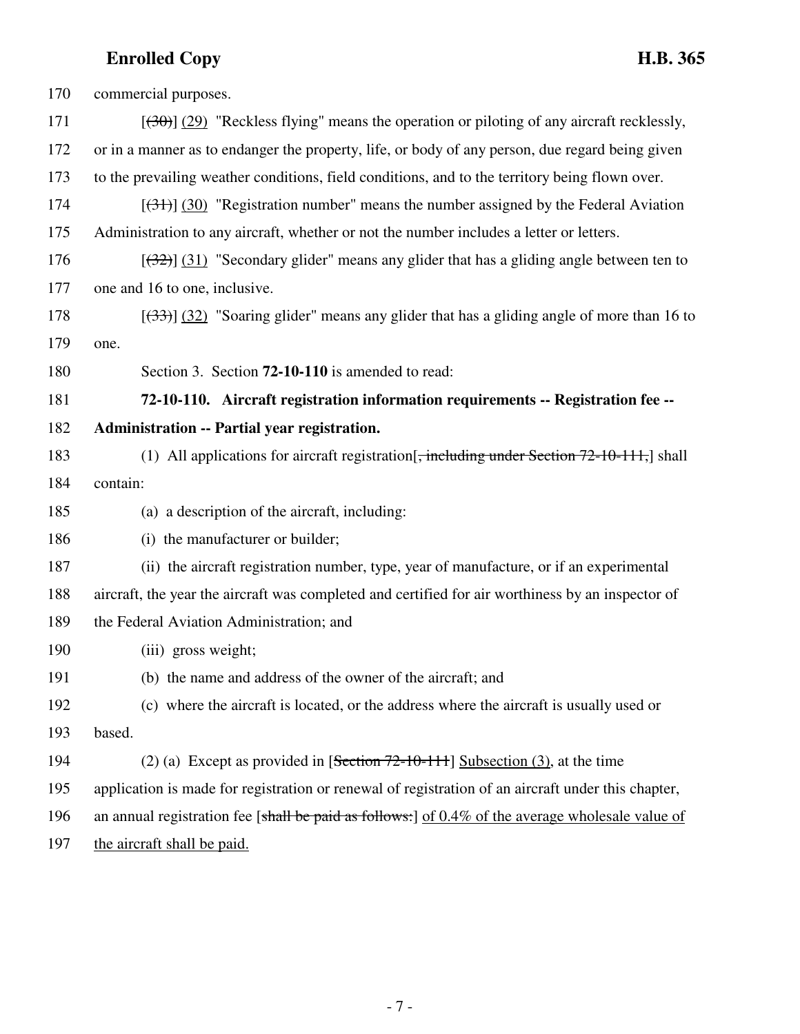170 commercial purposes.

171 [~~(30)~~] <u>(29)</u> "Reckless flying" means the operation or piloting of any aircraft recklessly,

172 or in a manner as to endanger the property, life, or body of any person, due regard being given

173 to the prevailing weather conditions, field conditions, and to the territory being flown over.

174 [~~(31)~~] <u>(30)</u> "Registration number" means the number assigned by the Federal Aviation

175 Administration to any aircraft, whether or not the number includes a letter or letters.

176 [~~(32)~~] <u>(31)</u> "Secondary glider" means any glider that has a gliding angle between ten to

177 one and 16 to one, inclusive.

178 [~~(33)~~] <u>(32)</u> "Soaring glider" means any glider that has a gliding angle of more than 16 to

179 one.

180 Section 3. Section **72-10-110** is amended to read:

181 **72-10-110. Aircraft registration information requirements -- Registration fee --**

182 **Administration -- Partial year registration.**

183 (1) All applications for aircraft registration[~~, including under Section 72-10-111,~~] shall

184 contain:

185 (a) a description of the aircraft, including:

186 (i) the manufacturer or builder;

187 (ii) the aircraft registration number, type, year of manufacture, or if an experimental

188 aircraft, the year the aircraft was completed and certified for air worthiness by an inspector of

189 the Federal Aviation Administration; and

190 (iii) gross weight;

191 (b) the name and address of the owner of the aircraft; and

192 (c) where the aircraft is located, or the address where the aircraft is usually used or

193 based.

194 (2) (a) Except as provided in [~~Section 72-10-111~~] <u>Subsection (3)</u>, at the time

195 application is made for registration or renewal of registration of an aircraft under this chapter,

196 an annual registration fee [~~shall be paid as follows:~~] <u>of 0.4% of the average wholesale value of</u>

197 <u>the aircraft shall be paid.</u>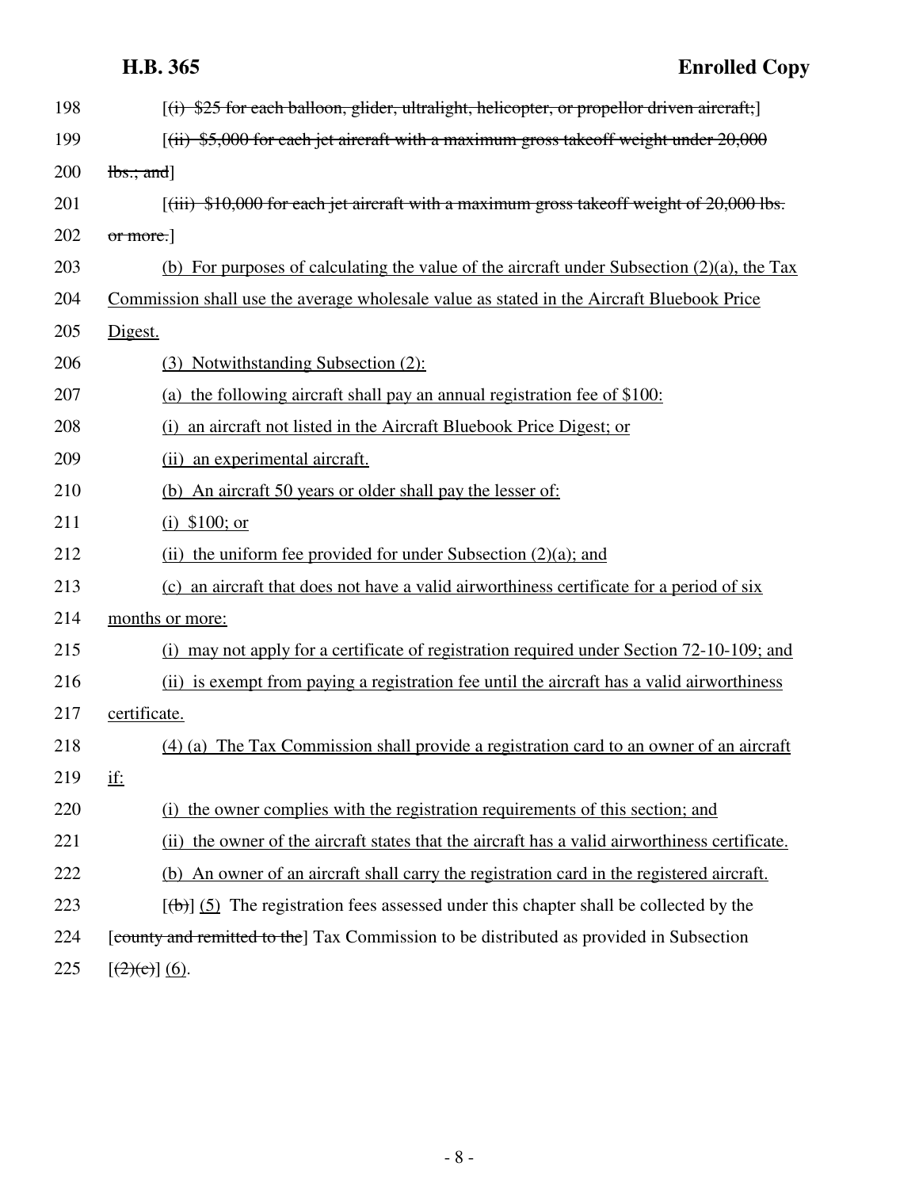198 [~~(i) $25 for each balloon, glider, ultralight, helicopter, or propellor driven aircraft;~~]

199 [~~(ii) $5,000 for each jet aircraft with a maximum gross takeoff weight under 20,000~~

200 ~~lbs.; and~~]

201 [~~(iii) $10,000 for each jet aircraft with a maximum gross takeoff weight of 20,000 lbs.~~

202 ~~or more.~~]

203 (b) For purposes of calculating the value of the aircraft under Subsection (2)(a), the Tax

204 Commission shall use the average wholesale value as stated in the Aircraft Bluebook Price

205 Digest.

206 (3) Notwithstanding Subsection (2):

207 (a) the following aircraft shall pay an annual registration fee of $100:

208 (i) an aircraft not listed in the Aircraft Bluebook Price Digest; or

209 (ii) an experimental aircraft.

210 (b) An aircraft 50 years or older shall pay the lesser of:

211 (i) $100; or

212 (ii) the uniform fee provided for under Subsection (2)(a); and

213 (c) an aircraft that does not have a valid airworthiness certificate for a period of six

214 months or more:

215 (i) may not apply for a certificate of registration required under Section 72-10-109; and

216 (ii) is exempt from paying a registration fee until the aircraft has a valid airworthiness

217 certificate.

218 (4) (a) The Tax Commission shall provide a registration card to an owner of an aircraft

219 if:

220 (i) the owner complies with the registration requirements of this section; and

221 (ii) the owner of the aircraft states that the aircraft has a valid airworthiness certificate.

222 (b) An owner of an aircraft shall carry the registration card in the registered aircraft.

223 [~~(b)~~] (5) The registration fees assessed under this chapter shall be collected by the

224 [~~county and remitted to the~~] Tax Commission to be distributed as provided in Subsection

225 [~~(2)(c)~~] (6).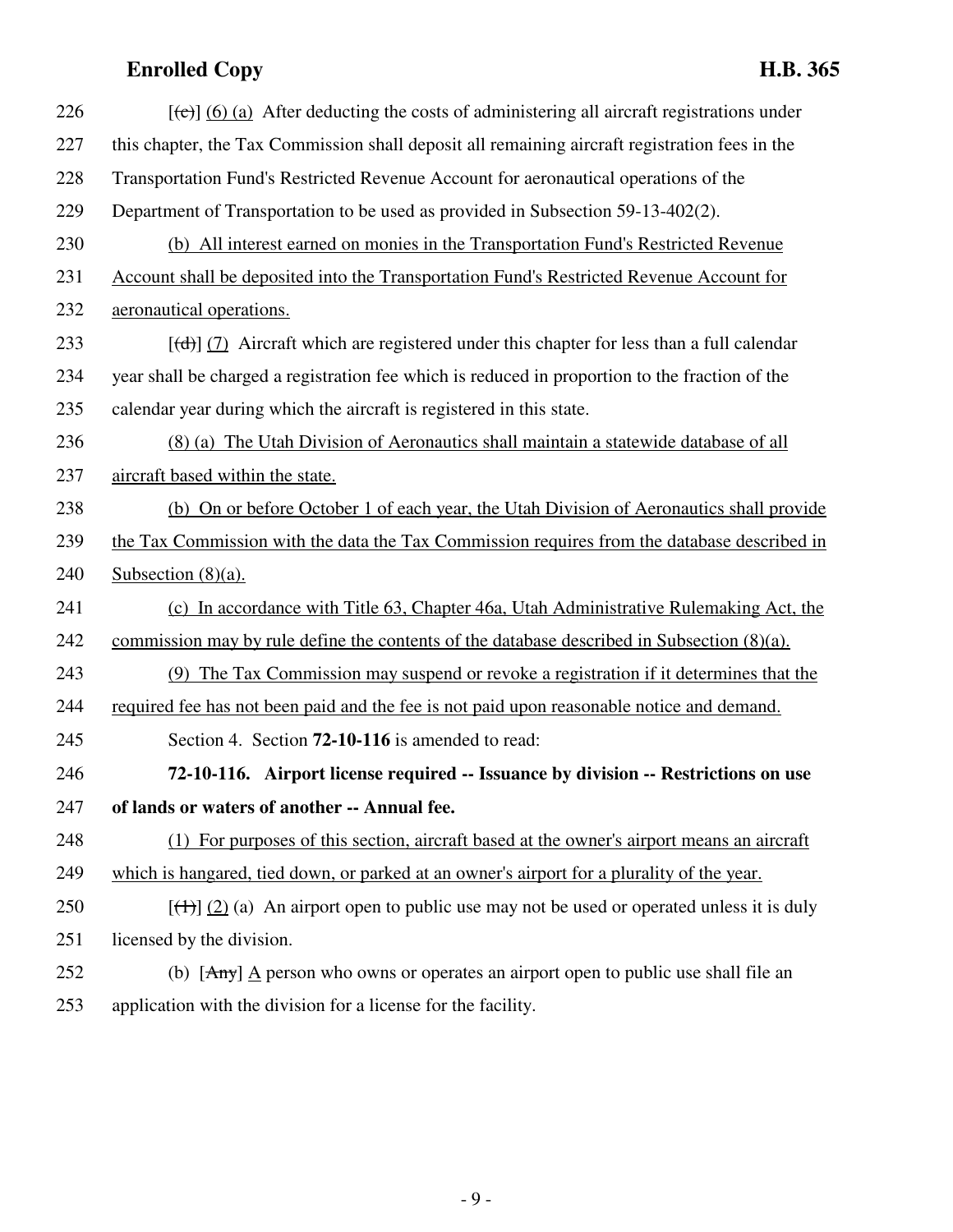226 [~~(c)~~] <u>(6) (a)</u> After deducting the costs of administering all aircraft registrations under

227 this chapter, the Tax Commission shall deposit all remaining aircraft registration fees in the

228 Transportation Fund's Restricted Revenue Account for aeronautical operations of the

229 Department of Transportation to be used as provided in Subsection 59-13-402(2).

230 <u>(b) All interest earned on monies in the Transportation Fund's Restricted Revenue</u>

231 <u>Account shall be deposited into the Transportation Fund's Restricted Revenue Account for</u>

232 <u>aeronautical operations.</u>

233 [~~(d)~~] <u>(7)</u> Aircraft which are registered under this chapter for less than a full calendar

234 year shall be charged a registration fee which is reduced in proportion to the fraction of the

235 calendar year during which the aircraft is registered in this state.

236 <u>(8) (a) The Utah Division of Aeronautics shall maintain a statewide database of all</u>

237 <u>aircraft based within the state.</u>

238 <u>(b) On or before October 1 of each year, the Utah Division of Aeronautics shall provide</u>

239 <u>the Tax Commission with the data the Tax Commission requires from the database described in</u>

240 <u>Subsection (8)(a).</u>

241 <u>(c) In accordance with Title 63, Chapter 46a, Utah Administrative Rulemaking Act, the</u>

242 <u>commission may by rule define the contents of the database described in Subsection (8)(a).</u>

243 <u>(9) The Tax Commission may suspend or revoke a registration if it determines that the</u>

244 <u>required fee has not been paid and the fee is not paid upon reasonable notice and demand.</u>

245 Section 4. Section **72-10-116** is amended to read:

246 **72-10-116. Airport license required -- Issuance by division -- Restrictions on use**

247 **of lands or waters of another -- Annual fee.**

248 <u>(1) For purposes of this section, aircraft based at the owner's airport means an aircraft</u>

249 <u>which is hangared, tied down, or parked at an owner's airport for a plurality of the year.</u>

250 [~~(1)~~] <u>(2)</u> (a) An airport open to public use may not be used or operated unless it is duly

251 licensed by the division.

252 (b) [~~Any~~] <u>A</u> person who owns or operates an airport open to public use shall file an

253 application with the division for a license for the facility.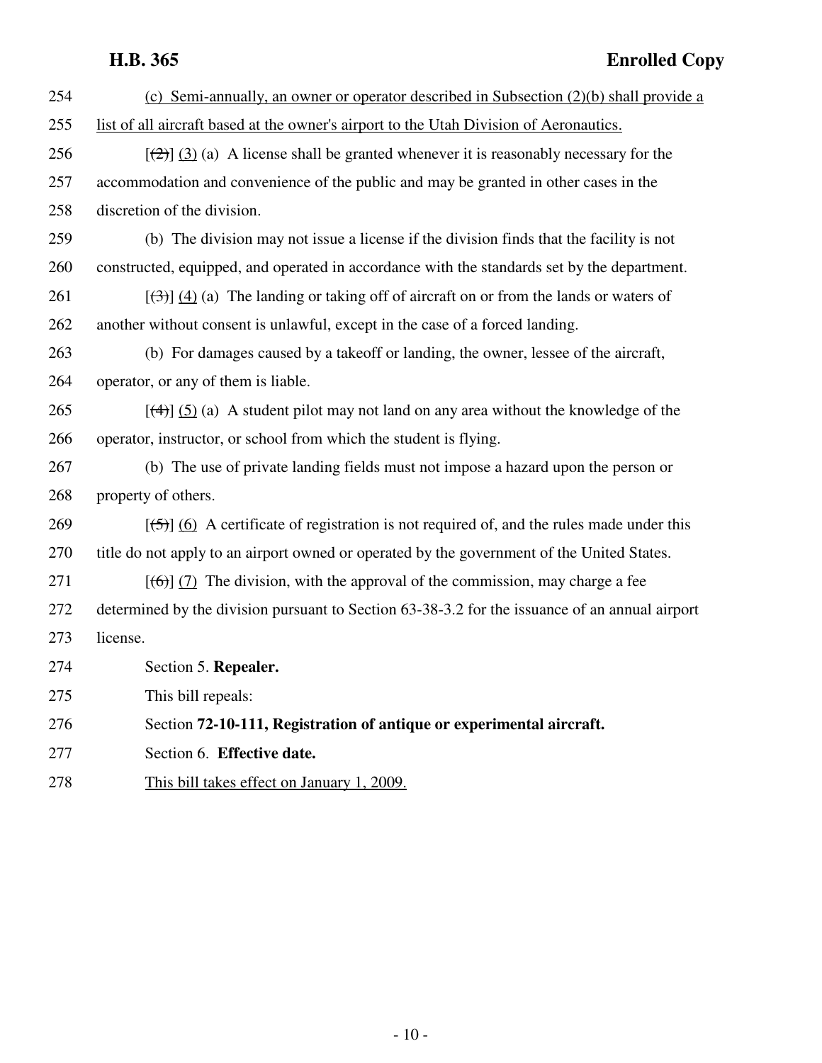(c) Semi-annually, an owner or operator described in Subsection (2)(b) shall provide a list of all aircraft based at the owner's airport to the Utah Division of Aeronautics.

[(2)] (3) (a) A license shall be granted whenever it is reasonably necessary for the accommodation and convenience of the public and may be granted in other cases in the discretion of the division.

(b) The division may not issue a license if the division finds that the facility is not constructed, equipped, and operated in accordance with the standards set by the department.

[(3)] (4) (a) The landing or taking off of aircraft on or from the lands or waters of another without consent is unlawful, except in the case of a forced landing.

(b) For damages caused by a takeoff or landing, the owner, lessee of the aircraft, operator, or any of them is liable.

[(4)] (5) (a) A student pilot may not land on any area without the knowledge of the operator, instructor, or school from which the student is flying.

(b) The use of private landing fields must not impose a hazard upon the person or property of others.

[(5)] (6) A certificate of registration is not required of, and the rules made under this title do not apply to an airport owned or operated by the government of the United States.

[(6)] (7) The division, with the approval of the commission, may charge a fee determined by the division pursuant to Section 63-38-3.2 for the issuance of an annual airport license.

Section 5. **Repealer.**

This bill repeals:

Section **72-10-111, Registration of antique or experimental aircraft.**

Section 6. **Effective date.**

This bill takes effect on January 1, 2009.